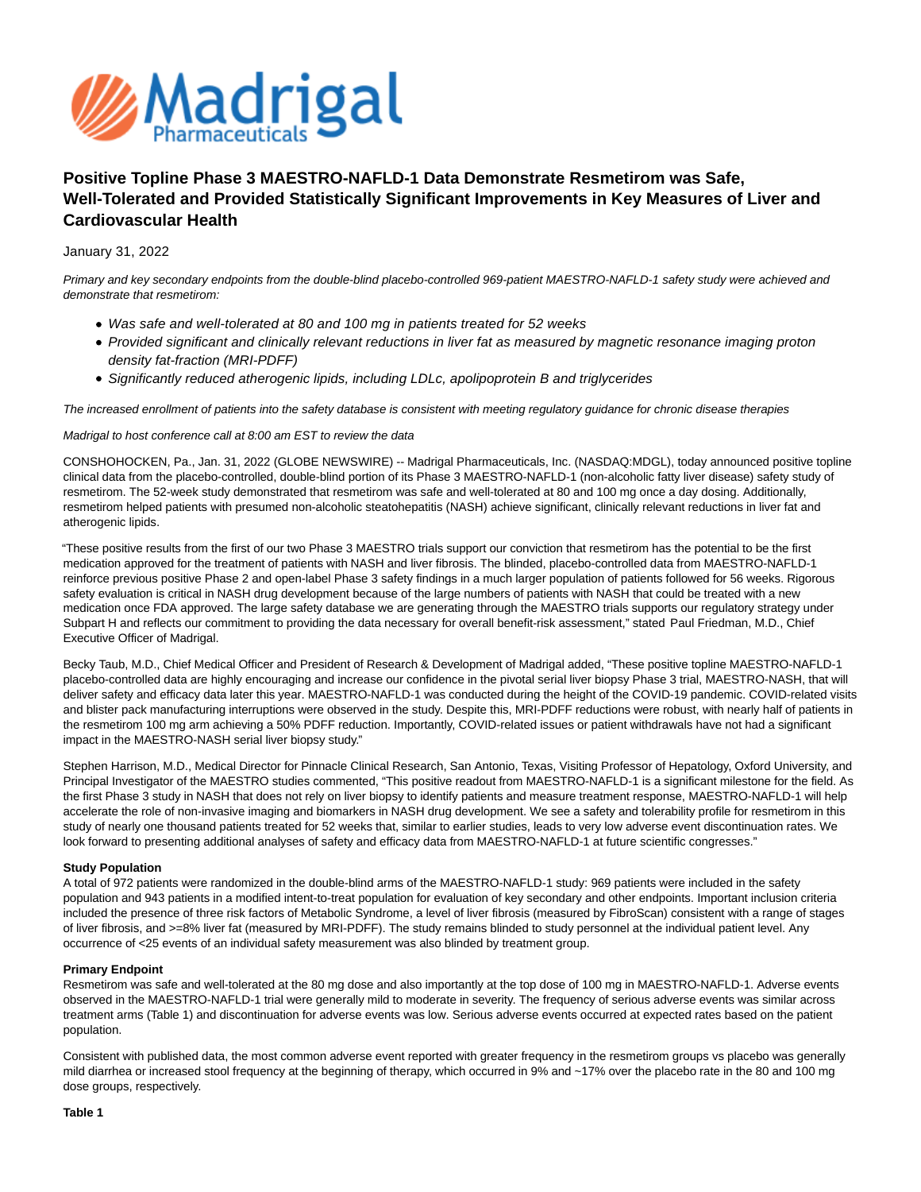# Positive Topline Phase 3 MAESTRO-NAFLD-1 Data Demonstrate Resmetirom was Safe, Well-Tolerated and Provided Statistically Significant Improvements in Key Measures of Liver and Cardiovascular Health

January 31, 2022

*Primary and key secondary endpoints from the double-blind placebo-controlled 969-patient MAESTRO-NAFLD-1 safety study were achieved and demonstrate that resmetirom:*

- *Was safe and well-tolerated at 80 and 100 mg in patients treated for 52 weeks*
- *Provided significant and clinically relevant reductions in liver fat as measured by magnetic resonance imaging proton density fat-fraction (MRI-PDFF)*
- *Significantly reduced atherogenic lipids, including LDLc, apolipoprotein B and triglycerides*

*The increased enrollment of patients into the safety database is consistent with meeting regulatory guidance for chronic disease therapies*

*Madrigal to host conference call at 8:00 am EST to review the data*

CONSHOHOCKEN, Pa., Jan. 31, 2022 (GLOBE NEWSWIRE) -- Madrigal Pharmaceuticals, Inc. (NASDAQ:MDGL), today announced positive topline clinical data from the placebo-controlled, double-blind portion of its Phase 3 MAESTRO-NAFLD-1 (non-alcoholic fatty liver disease) safety study of resmetirom. The 52-week study demonstrated that resmetirom was safe and well-tolerated at 80 and 100 mg once a day dosing. Additionally, resmetirom helped patients with presumed non-alcoholic steatohepatitis (NASH) achieve significant, clinically relevant reductions in liver fat and atherogenic lipids.

"These positive results from the first of our two Phase 3 MAESTRO trials support our conviction that resmetirom has the potential to be the first medication approved for the treatment of patients with NASH and liver fibrosis. The blinded, placebo-controlled data from MAESTRO-NAFLD-1 reinforce previous positive Phase 2 and open-label Phase 3 safety findings in a much larger population of patients followed for 56 weeks. Rigorous safety evaluation is critical in NASH drug development because of the large numbers of patients with NASH that could be treated with a new medication once FDA approved. The large safety database we are generating through the MAESTRO trials supports our regulatory strategy under Subpart H and reflects our commitment to providing the data necessary for overall benefit-risk assessment," stated Paul Friedman, M.D., Chief Executive Officer of Madrigal.

Becky Taub, M.D., Chief Medical Officer and President of Research & Development of Madrigal added, "These positive topline MAESTRO-NAFLD-1 placebo-controlled data are highly encouraging and increase our confidence in the pivotal serial liver biopsy Phase 3 trial, MAESTRO-NASH, that will deliver safety and efficacy data later this year. MAESTRO-NAFLD-1 was conducted during the height of the COVID-19 pandemic. COVID-related visits and blister pack manufacturing interruptions were observed in the study. Despite this, MRI-PDFF reductions were robust, with nearly half of patients in the resmetirom 100 mg arm achieving a 50% PDFF reduction. Importantly, COVID-related issues or patient withdrawals have not had a significant impact in the MAESTRO-NASH serial liver biopsy study."

Stephen Harrison, M.D., Medical Director for Pinnacle Clinical Research, San Antonio, Texas, Visiting Professor of Hepatology, Oxford University, and Principal Investigator of the MAESTRO studies commented, "This positive readout from MAESTRO-NAFLD-1 is a significant milestone for the field. As the first Phase 3 study in NASH that does not rely on liver biopsy to identify patients and measure treatment response, MAESTRO-NAFLD-1 will help accelerate the role of non-invasive imaging and biomarkers in NASH drug development. We see a safety and tolerability profile for resmetirom in this study of nearly one thousand patients treated for 52 weeks that, similar to earlier studies, leads to very low adverse event discontinuation rates. We look forward to presenting additional analyses of safety and efficacy data from MAESTRO-NAFLD-1 at future scientific congresses."

**Study Population**

A total of 972 patients were randomized in the double-blind arms of the MAESTRO-NAFLD-1 study: 969 patients were included in the safety population and 943 patients in a modified intent-to-treat population for evaluation of key secondary and other endpoints. Important inclusion criteria included the presence of three risk factors of Metabolic Syndrome, a level of liver fibrosis (measured by FibroScan) consistent with a range of stages of liver fibrosis, and >=8% liver fat (measured by MRI-PDFF). The study remains blinded to study personnel at the individual patient level. Any occurrence of <25 events of an individual safety measurement was also blinded by treatment group.

**Primary Endpoint**

Resmetirom was safe and well-tolerated at the 80 mg dose and also importantly at the top dose of 100 mg in MAESTRO-NAFLD-1. Adverse events observed in the MAESTRO-NAFLD-1 trial were generally mild to moderate in severity. The frequency of serious adverse events was similar across treatment arms (Table 1) and discontinuation for adverse events was low. Serious adverse events occurred at expected rates based on the patient population.

Consistent with published data, the most common adverse event reported with greater frequency in the resmetirom groups vs placebo was generally mild diarrhea or increased stool frequency at the beginning of therapy, which occurred in 9% and ~17% over the placebo rate in the 80 and 100 mg dose groups, respectively.

**Table 1**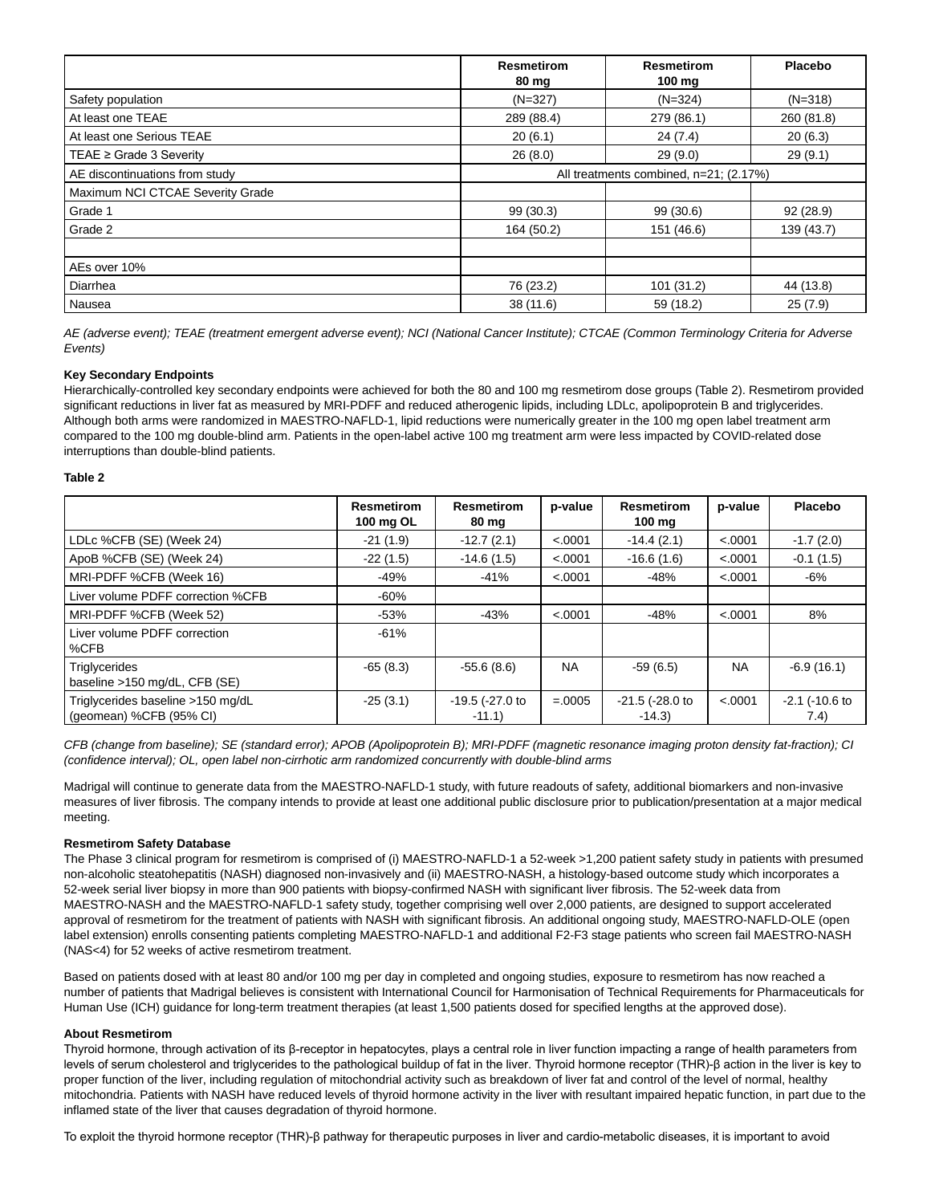|  | Resmetirom 80 mg | Resmetirom 100 mg | Placebo |
|---|---|---|---|
| Safety population | (N=327) | (N=324) | (N=318) |
| At least one TEAE | 289 (88.4) | 279 (86.1) | 260 (81.8) |
| At least one Serious TEAE | 20 (6.1) | 24 (7.4) | 20 (6.3) |
| TEAE ≥ Grade 3 Severity | 26 (8.0) | 29 (9.0) | 29 (9.1) |
| AE discontinuations from study | All treatments combined, n=21; (2.17%) | | |
| Maximum NCI CTCAE Severity Grade | | | |
| Grade 1 | 99 (30.3) | 99 (30.6) | 92 (28.9) |
| Grade 2 | 164 (50.2) | 151 (46.6) | 139 (43.7) |
| | | | |
| AEs over 10% | | | |
| Diarrhea | 76 (23.2) | 101 (31.2) | 44 (13.8) |
| Nausea | 38 (11.6) | 59 (18.2) | 25 (7.9) |

*AE (adverse event); TEAE (treatment emergent adverse event); NCI (National Cancer Institute); CTCAE (Common Terminology Criteria for Adverse Events)*

**Key Secondary Endpoints**

Hierarchically-controlled key secondary endpoints were achieved for both the 80 and 100 mg resmetirom dose groups (Table 2). Resmetirom provided significant reductions in liver fat as measured by MRI-PDFF and reduced atherogenic lipids, including LDLc, apolipoprotein B and triglycerides. Although both arms were randomized in MAESTRO-NAFLD-1, lipid reductions were numerically greater in the 100 mg open label treatment arm compared to the 100 mg double-blind arm. Patients in the open-label active 100 mg treatment arm were less impacted by COVID-related dose interruptions than double-blind patients.

**Table 2**

|  | Resmetirom 100 mg OL | Resmetirom 80 mg | p-value | Resmetirom 100 mg | p-value | Placebo |
|---|---|---|---|---|---|---|
| LDLc %CFB (SE) (Week 24) | -21 (1.9) | -12.7 (2.1) | <.0001 | -14.4 (2.1) | <.0001 | -1.7 (2.0) |
| ApoB %CFB (SE) (Week 24) | -22 (1.5) | -14.6 (1.5) | <.0001 | -16.6 (1.6) | <.0001 | -0.1 (1.5) |
| MRI-PDFF %CFB (Week 16) | -49% | -41% | <.0001 | -48% | <.0001 | -6% |
| Liver volume PDFF correction %CFB | -60% | | | | | |
| MRI-PDFF %CFB (Week 52) | -53% | -43% | <.0001 | -48% | <.0001 | 8% |
| Liver volume PDFF correction %CFB | -61% | | | | | |
| Triglycerides baseline >150 mg/dL, CFB (SE) | -65 (8.3) | -55.6 (8.6) | NA | -59 (6.5) | NA | -6.9 (16.1) |
| Triglycerides baseline >150 mg/dL (geomean) %CFB (95% CI) | -25 (3.1) | -19.5 (-27.0 to -11.1) | =.0005 | -21.5 (-28.0 to -14.3) | <.0001 | -2.1 (-10.6 to 7.4) |

*CFB (change from baseline); SE (standard error); APOB (Apolipoprotein B); MRI-PDFF (magnetic resonance imaging proton density fat-fraction); CI (confidence interval); OL, open label non-cirrhotic arm randomized concurrently with double-blind arms*

Madrigal will continue to generate data from the MAESTRO-NAFLD-1 study, with future readouts of safety, additional biomarkers and non-invasive measures of liver fibrosis. The company intends to provide at least one additional public disclosure prior to publication/presentation at a major medical meeting.

**Resmetirom Safety Database**

The Phase 3 clinical program for resmetirom is comprised of (i) MAESTRO-NAFLD-1 a 52-week >1,200 patient safety study in patients with presumed non-alcoholic steatohepatitis (NASH) diagnosed non-invasively and (ii) MAESTRO-NASH, a histology-based outcome study which incorporates a 52-week serial liver biopsy in more than 900 patients with biopsy-confirmed NASH with significant liver fibrosis. The 52-week data from MAESTRO-NASH and the MAESTRO-NAFLD-1 safety study, together comprising well over 2,000 patients, are designed to support accelerated approval of resmetirom for the treatment of patients with NASH with significant fibrosis. An additional ongoing study, MAESTRO-NAFLD-OLE (open label extension) enrolls consenting patients completing MAESTRO-NAFLD-1 and additional F2-F3 stage patients who screen fail MAESTRO-NASH (NAS<4) for 52 weeks of active resmetirom treatment.

Based on patients dosed with at least 80 and/or 100 mg per day in completed and ongoing studies, exposure to resmetirom has now reached a number of patients that Madrigal believes is consistent with International Council for Harmonisation of Technical Requirements for Pharmaceuticals for Human Use (ICH) guidance for long-term treatment therapies (at least 1,500 patients dosed for specified lengths at the approved dose).

**About Resmetirom**

Thyroid hormone, through activation of its β-receptor in hepatocytes, plays a central role in liver function impacting a range of health parameters from levels of serum cholesterol and triglycerides to the pathological buildup of fat in the liver. Thyroid hormone receptor (THR)-β action in the liver is key to proper function of the liver, including regulation of mitochondrial activity such as breakdown of liver fat and control of the level of normal, healthy mitochondria. Patients with NASH have reduced levels of thyroid hormone activity in the liver with resultant impaired hepatic function, in part due to the inflamed state of the liver that causes degradation of thyroid hormone.

To exploit the thyroid hormone receptor (THR)-β pathway for therapeutic purposes in liver and cardio-metabolic diseases, it is important to avoid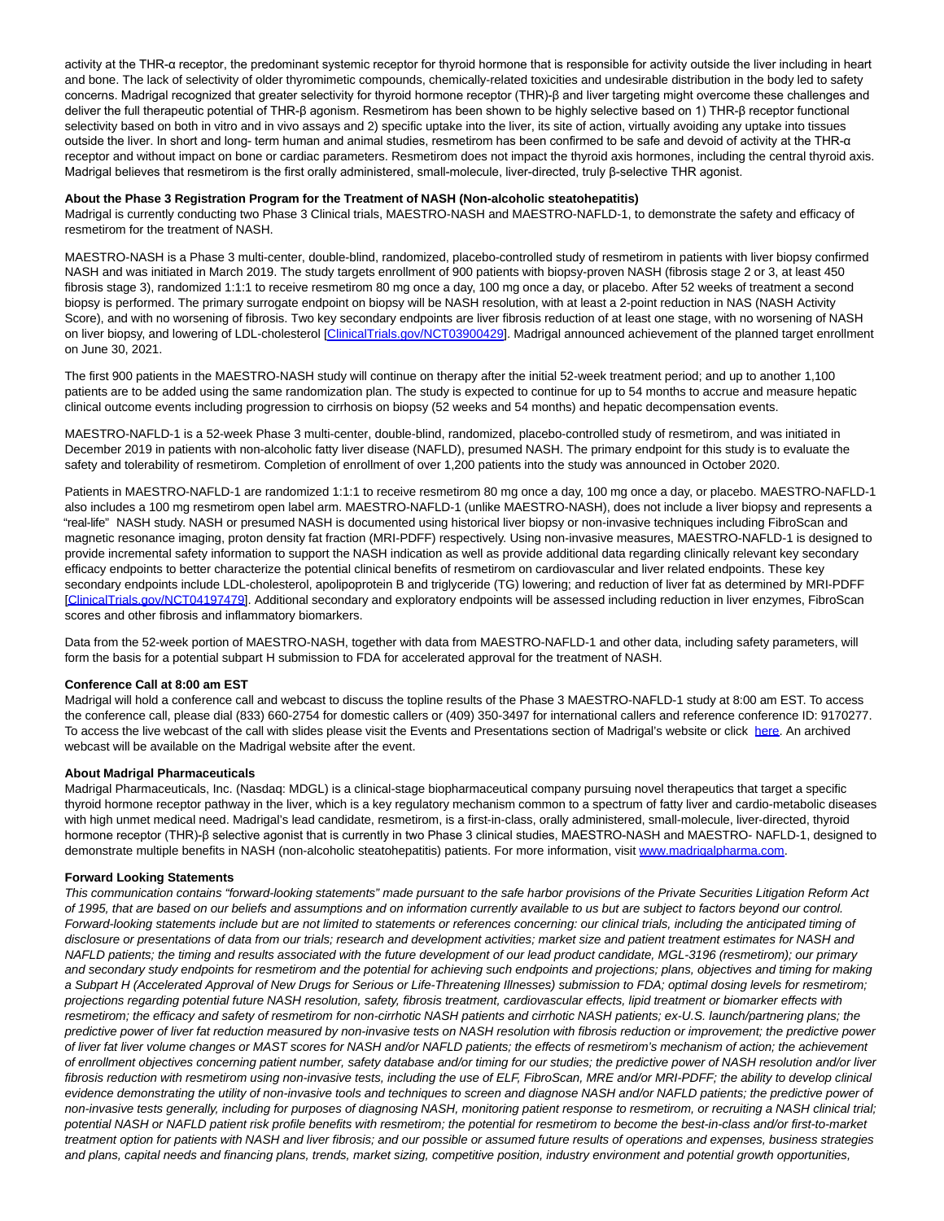activity at the THR-α receptor, the predominant systemic receptor for thyroid hormone that is responsible for activity outside the liver including in heart and bone. The lack of selectivity of older thyromimetic compounds, chemically-related toxicities and undesirable distribution in the body led to safety concerns. Madrigal recognized that greater selectivity for thyroid hormone receptor (THR)-β and liver targeting might overcome these challenges and deliver the full therapeutic potential of THR-β agonism. Resmetirom has been shown to be highly selective based on 1) THR-β receptor functional selectivity based on both in vitro and in vivo assays and 2) specific uptake into the liver, its site of action, virtually avoiding any uptake into tissues outside the liver. In short and long- term human and animal studies, resmetirom has been confirmed to be safe and devoid of activity at the THR-α receptor and without impact on bone or cardiac parameters. Resmetirom does not impact the thyroid axis hormones, including the central thyroid axis. Madrigal believes that resmetirom is the first orally administered, small-molecule, liver-directed, truly β-selective THR agonist.

**About the Phase 3 Registration Program for the Treatment of NASH (Non-alcoholic steatohepatitis)**

Madrigal is currently conducting two Phase 3 Clinical trials, MAESTRO-NASH and MAESTRO-NAFLD-1, to demonstrate the safety and efficacy of resmetirom for the treatment of NASH.

MAESTRO-NASH is a Phase 3 multi-center, double-blind, randomized, placebo-controlled study of resmetirom in patients with liver biopsy confirmed NASH and was initiated in March 2019. The study targets enrollment of 900 patients with biopsy-proven NASH (fibrosis stage 2 or 3, at least 450 fibrosis stage 3), randomized 1:1:1 to receive resmetirom 80 mg once a day, 100 mg once a day, or placebo. After 52 weeks of treatment a second biopsy is performed. The primary surrogate endpoint on biopsy will be NASH resolution, with at least a 2-point reduction in NAS (NASH Activity Score), and with no worsening of fibrosis. Two key secondary endpoints are liver fibrosis reduction of at least one stage, with no worsening of NASH on liver biopsy, and lowering of LDL-cholesterol [ClinicalTrials.gov/NCT03900429]. Madrigal announced achievement of the planned target enrollment on June 30, 2021.

The first 900 patients in the MAESTRO-NASH study will continue on therapy after the initial 52-week treatment period; and up to another 1,100 patients are to be added using the same randomization plan. The study is expected to continue for up to 54 months to accrue and measure hepatic clinical outcome events including progression to cirrhosis on biopsy (52 weeks and 54 months) and hepatic decompensation events.

MAESTRO-NAFLD-1 is a 52-week Phase 3 multi-center, double-blind, randomized, placebo-controlled study of resmetirom, and was initiated in December 2019 in patients with non-alcoholic fatty liver disease (NAFLD), presumed NASH. The primary endpoint for this study is to evaluate the safety and tolerability of resmetirom. Completion of enrollment of over 1,200 patients into the study was announced in October 2020.

Patients in MAESTRO-NAFLD-1 are randomized 1:1:1 to receive resmetirom 80 mg once a day, 100 mg once a day, or placebo. MAESTRO-NAFLD-1 also includes a 100 mg resmetirom open label arm. MAESTRO-NAFLD-1 (unlike MAESTRO-NASH), does not include a liver biopsy and represents a "real-life" NASH study. NASH or presumed NASH is documented using historical liver biopsy or non-invasive techniques including FibroScan and magnetic resonance imaging, proton density fat fraction (MRI-PDFF) respectively. Using non-invasive measures, MAESTRO-NAFLD-1 is designed to provide incremental safety information to support the NASH indication as well as provide additional data regarding clinically relevant key secondary efficacy endpoints to better characterize the potential clinical benefits of resmetirom on cardiovascular and liver related endpoints. These key secondary endpoints include LDL-cholesterol, apolipoprotein B and triglyceride (TG) lowering; and reduction of liver fat as determined by MRI-PDFF [ClinicalTrials.gov/NCT04197479]. Additional secondary and exploratory endpoints will be assessed including reduction in liver enzymes, FibroScan scores and other fibrosis and inflammatory biomarkers.

Data from the 52-week portion of MAESTRO-NASH, together with data from MAESTRO-NAFLD-1 and other data, including safety parameters, will form the basis for a potential subpart H submission to FDA for accelerated approval for the treatment of NASH.

**Conference Call at 8:00 am EST**

Madrigal will hold a conference call and webcast to discuss the topline results of the Phase 3 MAESTRO-NAFLD-1 study at 8:00 am EST. To access the conference call, please dial (833) 660-2754 for domestic callers or (409) 350-3497 for international callers and reference conference ID: 9170277. To access the live webcast of the call with slides please visit the Events and Presentations section of Madrigal's website or click here. An archived webcast will be available on the Madrigal website after the event.

**About Madrigal Pharmaceuticals**

Madrigal Pharmaceuticals, Inc. (Nasdaq: MDGL) is a clinical-stage biopharmaceutical company pursuing novel therapeutics that target a specific thyroid hormone receptor pathway in the liver, which is a key regulatory mechanism common to a spectrum of fatty liver and cardio-metabolic diseases with high unmet medical need. Madrigal's lead candidate, resmetirom, is a first-in-class, orally administered, small-molecule, liver-directed, thyroid hormone receptor (THR)-β selective agonist that is currently in two Phase 3 clinical studies, MAESTRO-NASH and MAESTRO- NAFLD-1, designed to demonstrate multiple benefits in NASH (non-alcoholic steatohepatitis) patients. For more information, visit www.madrigalpharma.com.

**Forward Looking Statements**

*This communication contains "forward-looking statements" made pursuant to the safe harbor provisions of the Private Securities Litigation Reform Act of 1995, that are based on our beliefs and assumptions and on information currently available to us but are subject to factors beyond our control. Forward-looking statements include but are not limited to statements or references concerning: our clinical trials, including the anticipated timing of disclosure or presentations of data from our trials; research and development activities; market size and patient treatment estimates for NASH and NAFLD patients; the timing and results associated with the future development of our lead product candidate, MGL-3196 (resmetirom); our primary and secondary study endpoints for resmetirom and the potential for achieving such endpoints and projections; plans, objectives and timing for making a Subpart H (Accelerated Approval of New Drugs for Serious or Life-Threatening Illnesses) submission to FDA; optimal dosing levels for resmetirom; projections regarding potential future NASH resolution, safety, fibrosis treatment, cardiovascular effects, lipid treatment or biomarker effects with resmetirom; the efficacy and safety of resmetirom for non-cirrhotic NASH patients and cirrhotic NASH patients; ex-U.S. launch/partnering plans; the predictive power of liver fat reduction measured by non-invasive tests on NASH resolution with fibrosis reduction or improvement; the predictive power of liver fat liver volume changes or MAST scores for NASH and/or NAFLD patients; the effects of resmetirom's mechanism of action; the achievement of enrollment objectives concerning patient number, safety database and/or timing for our studies; the predictive power of NASH resolution and/or liver fibrosis reduction with resmetirom using non-invasive tests, including the use of ELF, FibroScan, MRE and/or MRI-PDFF; the ability to develop clinical evidence demonstrating the utility of non-invasive tools and techniques to screen and diagnose NASH and/or NAFLD patients; the predictive power of non-invasive tests generally, including for purposes of diagnosing NASH, monitoring patient response to resmetirom, or recruiting a NASH clinical trial; potential NASH or NAFLD patient risk profile benefits with resmetirom; the potential for resmetirom to become the best-in-class and/or first-to-market treatment option for patients with NASH and liver fibrosis; and our possible or assumed future results of operations and expenses, business strategies and plans, capital needs and financing plans, trends, market sizing, competitive position, industry environment and potential growth opportunities,*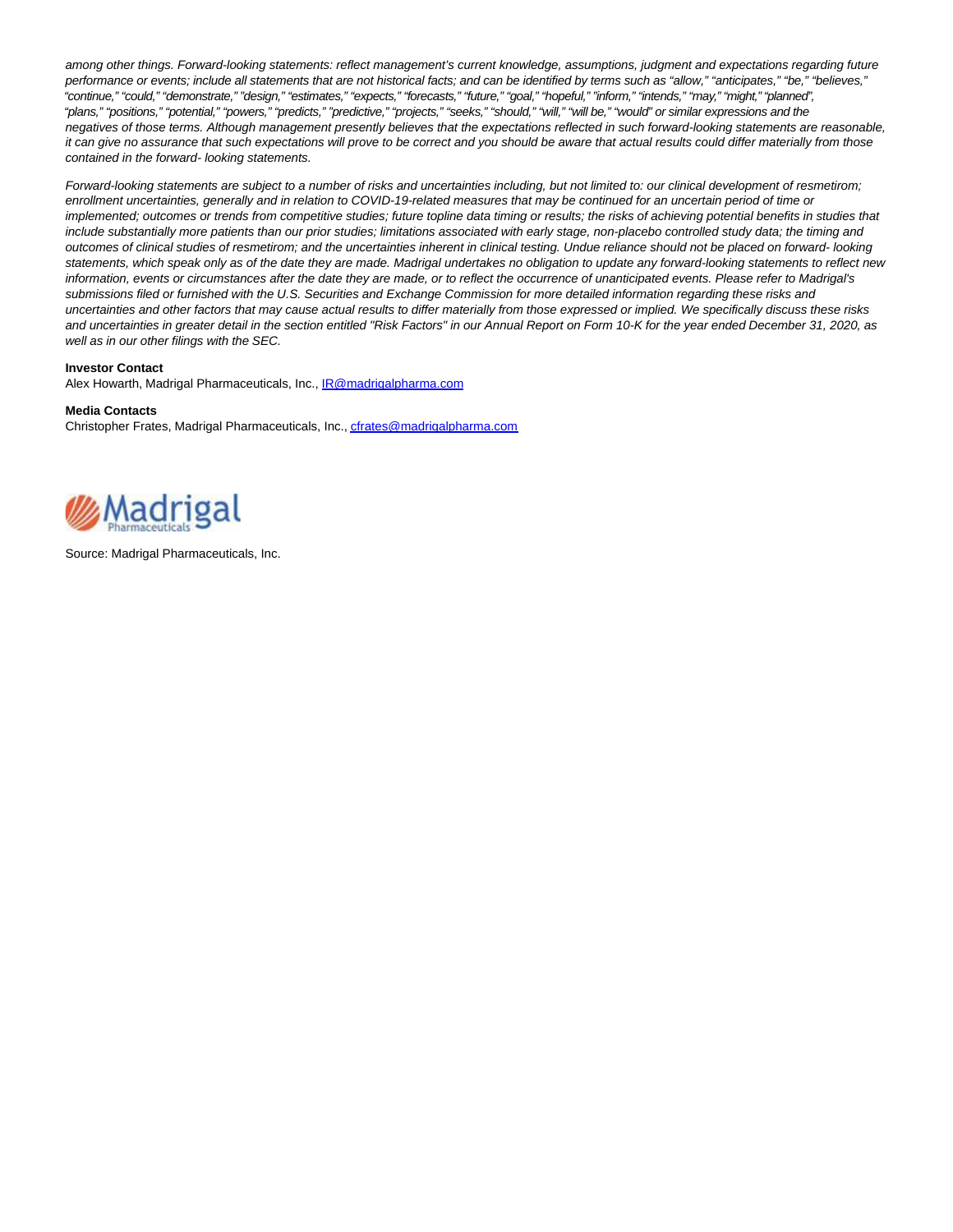*among other things. Forward-looking statements: reflect management's current knowledge, assumptions, judgment and expectations regarding future performance or events; include all statements that are not historical facts; and can be identified by terms such as "allow," "anticipates," "be," "believes," "continue," "could," "demonstrate," "design," "estimates," "expects," "forecasts," "future," "goal," "hopeful," "inform," "intends," "may," "might," "planned", "plans," "positions," "potential," "powers," "predicts," "predictive," "projects," "seeks," "should," "will," "will be," "would" or similar expressions and the negatives of those terms. Although management presently believes that the expectations reflected in such forward-looking statements are reasonable, it can give no assurance that such expectations will prove to be correct and you should be aware that actual results could differ materially from those contained in the forward- looking statements.*

*Forward-looking statements are subject to a number of risks and uncertainties including, but not limited to: our clinical development of resmetirom; enrollment uncertainties, generally and in relation to COVID-19-related measures that may be continued for an uncertain period of time or implemented; outcomes or trends from competitive studies; future topline data timing or results; the risks of achieving potential benefits in studies that include substantially more patients than our prior studies; limitations associated with early stage, non-placebo controlled study data; the timing and outcomes of clinical studies of resmetirom; and the uncertainties inherent in clinical testing. Undue reliance should not be placed on forward- looking statements, which speak only as of the date they are made. Madrigal undertakes no obligation to update any forward-looking statements to reflect new information, events or circumstances after the date they are made, or to reflect the occurrence of unanticipated events. Please refer to Madrigal's submissions filed or furnished with the U.S. Securities and Exchange Commission for more detailed information regarding these risks and uncertainties and other factors that may cause actual results to differ materially from those expressed or implied. We specifically discuss these risks and uncertainties in greater detail in the section entitled "Risk Factors" in our Annual Report on Form 10-K for the year ended December 31, 2020, as well as in our other filings with the SEC.*

**Investor Contact**
Alex Howarth, Madrigal Pharmaceuticals, Inc., IR@madrigalpharma.com

**Media Contacts**
Christopher Frates, Madrigal Pharmaceuticals, Inc., cfrates@madrigalpharma.com

Madrigal Pharmaceuticals

Source: Madrigal Pharmaceuticals, Inc.